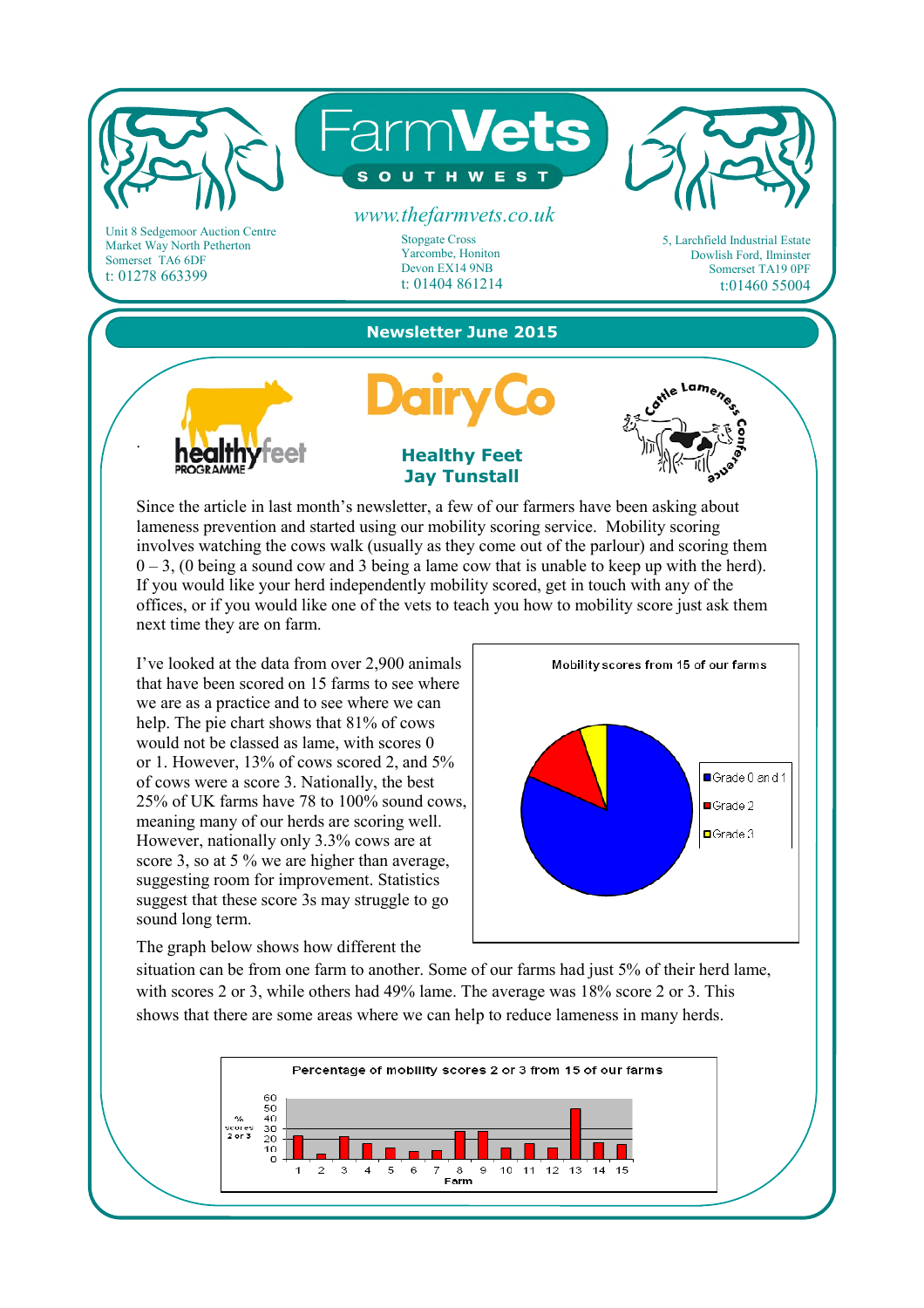# FarmVets SOUTHWEST

www.thefarmvets.co.uk

Unit 8 Sedgemoor Auction Centre
Market Way North Petherton
Somerset TA6 6DF
t: 01278 663399

Stopgate Cross
Yarcombe, Honiton
Devon EX14 9NB
t: 01404 861214

5, Larchfield Industrial Estate
Dowlish Ford, Ilminster
Somerset TA19 0PF
t:01460 55004

## Newsletter June 2015

healthy feet PROGRAMME

DairyCo

Cattle Lameness Conference

### Healthy Feet
### Jay Tunstall

Since the article in last month's newsletter, a few of our farmers have been asking about lameness prevention and started using our mobility scoring service. Mobility scoring involves watching the cows walk (usually as they come out of the parlour) and scoring them 0 – 3, (0 being a sound cow and 3 being a lame cow that is unable to keep up with the herd). If you would like your herd independently mobility scored, get in touch with any of the offices, or if you would like one of the vets to teach you how to mobility score just ask them next time they are on farm.

I've looked at the data from over 2,900 animals that have been scored on 15 farms to see where we are as a practice and to see where we can help. The pie chart shows that 81% of cows would not be classed as lame, with scores 0 or 1. However, 13% of cows scored 2, and 5% of cows were a score 3. Nationally, the best 25% of UK farms have 78 to 100% sound cows, meaning many of our herds are scoring well. However, nationally only 3.3% cows are at score 3, so at 5 % we are higher than average, suggesting room for improvement. Statistics suggest that these score 3s may struggle to go sound long term.

Mobility scores from 15 of our farms

- Grade 0 and 1
- Grade 2
- Grade 3

The graph below shows how different the situation can be from one farm to another. Some of our farms had just 5% of their herd lame, with scores 2 or 3, while others had 49% lame. The average was 18% score 2 or 3. This shows that there are some areas where we can help to reduce lameness in many herds.

Percentage of mobility scores 2 or 3 from 15 of our farms

(Bar chart: y-axis "% scores 2 or 3", 0–60; x-axis "Farm", 1–15)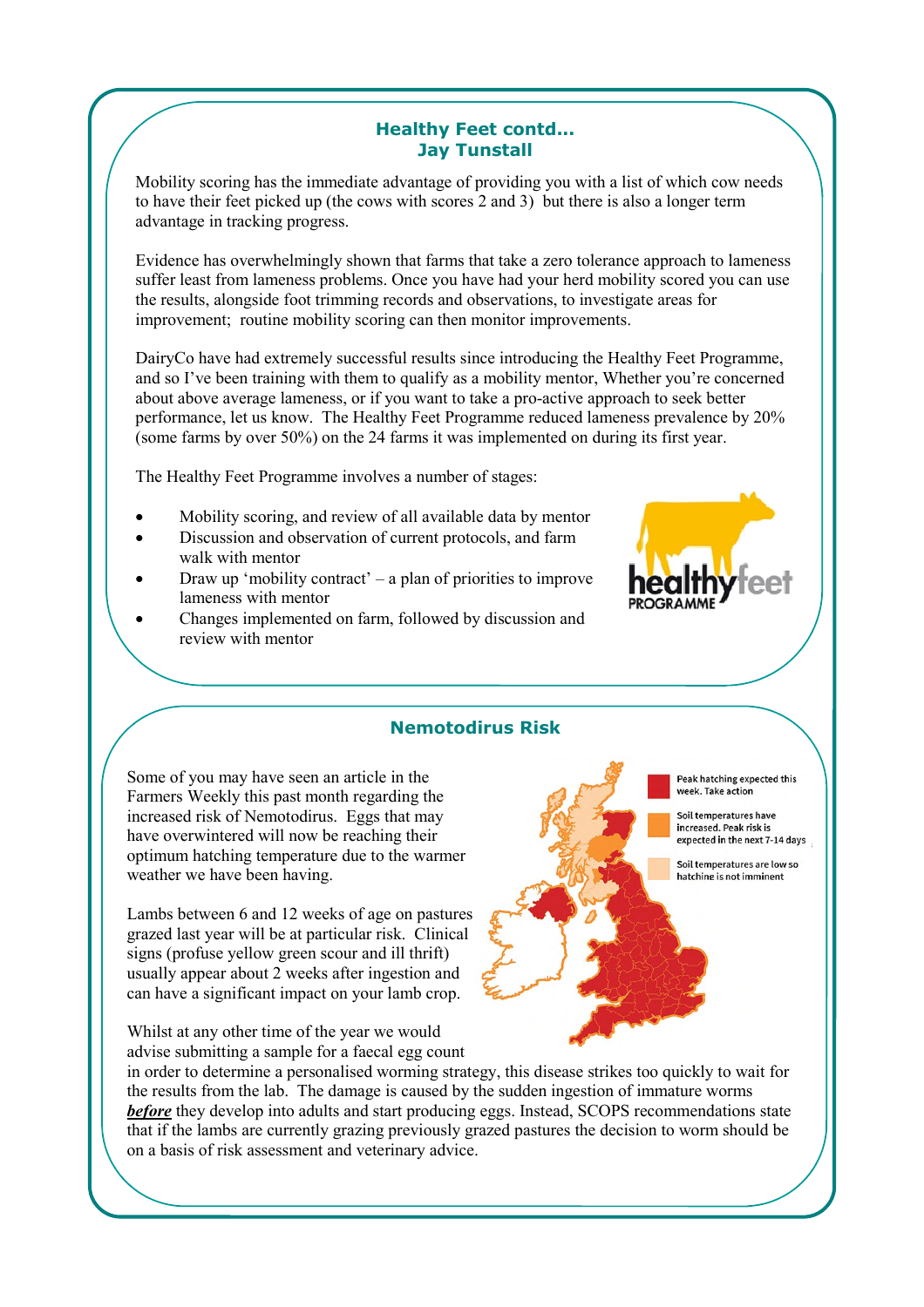## Healthy Feet contd...
### Jay Tunstall

Mobility scoring has the immediate advantage of providing you with a list of which cow needs to have their feet picked up (the cows with scores 2 and 3) but there is also a longer term advantage in tracking progress.

Evidence has overwhelmingly shown that farms that take a zero tolerance approach to lameness suffer least from lameness problems. Once you have had your herd mobility scored you can use the results, alongside foot trimming records and observations, to investigate areas for improvement; routine mobility scoring can then monitor improvements.

DairyCo have had extremely successful results since introducing the Healthy Feet Programme, and so I've been training with them to qualify as a mobility mentor, Whether you're concerned about above average lameness, or if you want to take a pro-active approach to seek better performance, let us know. The Healthy Feet Programme reduced lameness prevalence by 20% (some farms by over 50%) on the 24 farms it was implemented on during its first year.

The Healthy Feet Programme involves a number of stages:

- Mobility scoring, and review of all available data by mentor
- Discussion and observation of current protocols, and farm walk with mentor
- Draw up 'mobility contract' – a plan of priorities to improve lameness with mentor
- Changes implemented on farm, followed by discussion and review with mentor

healthy feet PROGRAMME

## Nemotodirus Risk

Some of you may have seen an article in the Farmers Weekly this past month regarding the increased risk of Nemotodirus. Eggs that may have overwintered will now be reaching their optimum hatching temperature due to the warmer weather we have been having.

Lambs between 6 and 12 weeks of age on pastures grazed last year will be at particular risk. Clinical signs (profuse yellow green scour and ill thrift) usually appear about 2 weeks after ingestion and can have a significant impact on your lamb crop.

Peak hatching expected this week. Take action

Soil temperatures have increased. Peak risk is expected in the next 7-14 days

Soil temperatures are low so hatching is not imminent

Whilst at any other time of the year we would advise submitting a sample for a faecal egg count in order to determine a personalised worming strategy, this disease strikes too quickly to wait for the results from the lab. The damage is caused by the sudden ingestion of immature worms ***before*** they develop into adults and start producing eggs. Instead, SCOPS recommendations state that if the lambs are currently grazing previously grazed pastures the decision to worm should be on a basis of risk assessment and veterinary advice.